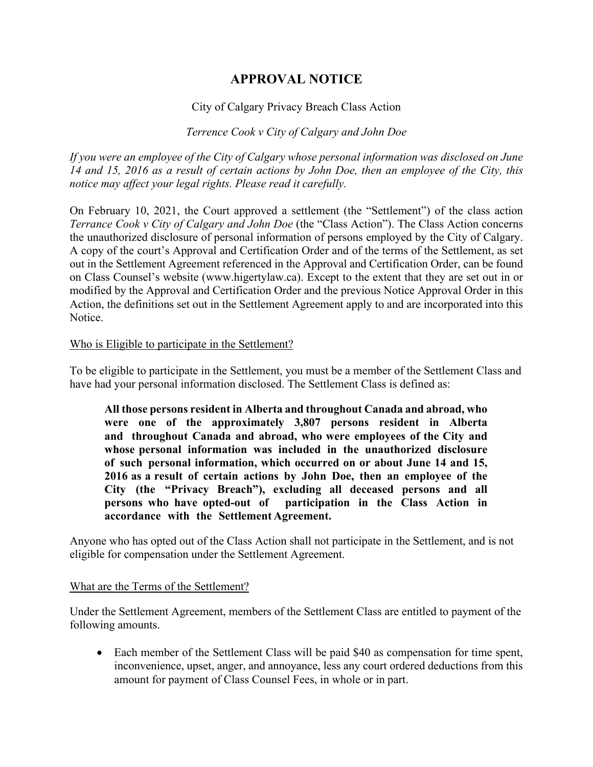# APPROVAL NOTICE

City of Calgary Privacy Breach Class Action

*Terrence Cook v City of Calgary and John Doe*

*If you were an employee of the City of Calgary whose personal information was disclosed on June 14 and 15, 2016 as a result of certain actions by John Doe, then an employee of the City, this notice may affect your legal rights. Please read it carefully.*

On February 10, 2021, the Court approved a settlement (the "Settlement") of the class action *Terrance Cook v City of Calgary and John Doe* (the "Class Action"). The Class Action concerns the unauthorized disclosure of personal information of persons employed by the City of Calgary. A copy of the court's Approval and Certification Order and of the terms of the Settlement, as set out in the Settlement Agreement referenced in the Approval and Certification Order, can be found on Class Counsel's website (www.higertylaw.ca). Except to the extent that they are set out in or modified by the Approval and Certification Order and the previous Notice Approval Order in this Action, the definitions set out in the Settlement Agreement apply to and are incorporated into this Notice.

## Who is Eligible to participate in the Settlement?

To be eligible to participate in the Settlement, you must be a member of the Settlement Class and have had your personal information disclosed. The Settlement Class is defined as:

> **All those persons resident in Alberta and throughout Canada and abroad, who were one of the approximately 3,807 persons resident in Alberta and throughout Canada and abroad, who were employees of the City and whose personal information was included in the unauthorized disclosure of such personal information, which occurred on or about June 14 and 15, 2016 as a result of certain actions by John Doe, then an employee of the City (the "Privacy Breach"), excluding all deceased persons and all persons who have opted-out of participation in the Class Action in accordance with the Settlement Agreement.**

Anyone who has opted out of the Class Action shall not participate in the Settlement, and is not eligible for compensation under the Settlement Agreement.

## What are the Terms of the Settlement?

Under the Settlement Agreement, members of the Settlement Class are entitled to payment of the following amounts.

- Each member of the Settlement Class will be paid $40 as compensation for time spent, inconvenience, upset, anger, and annoyance, less any court ordered deductions from this amount for payment of Class Counsel Fees, in whole or in part.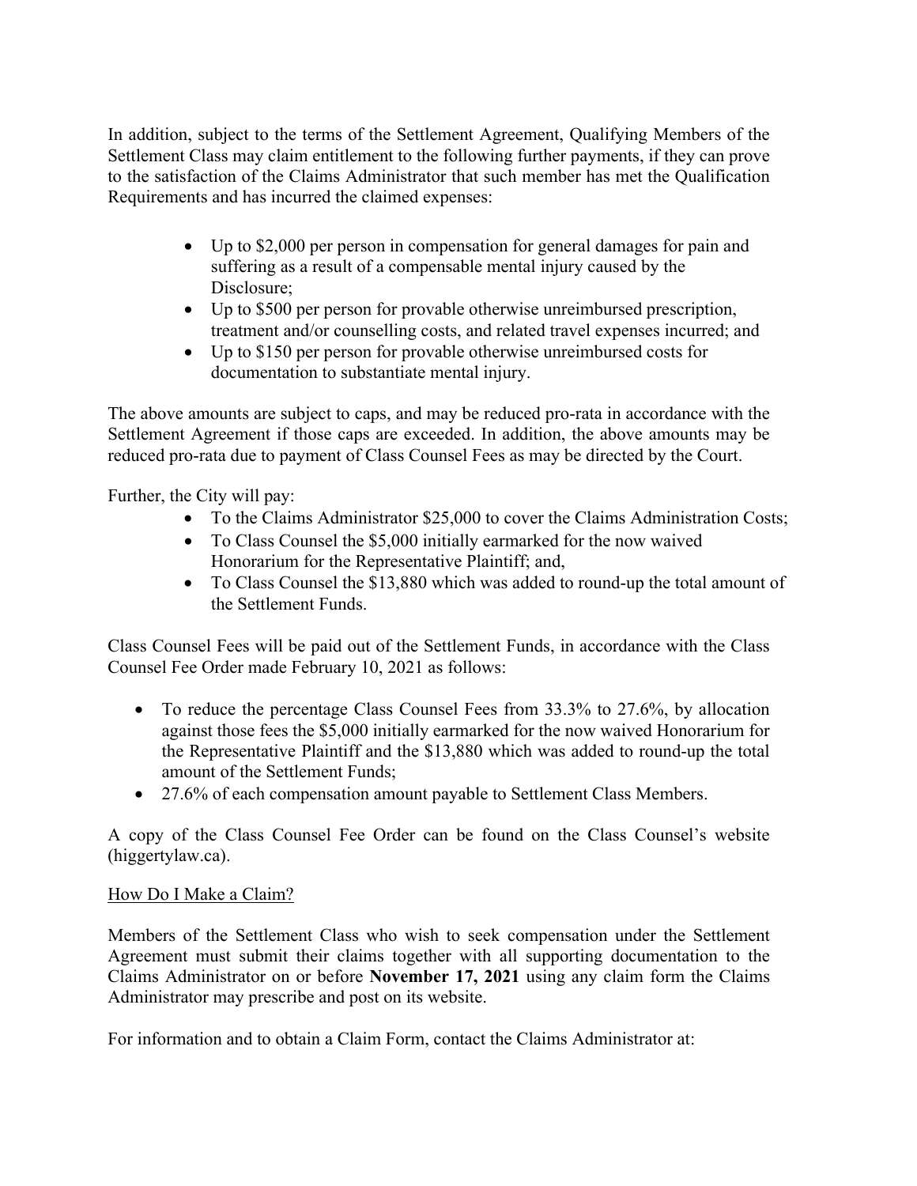In addition, subject to the terms of the Settlement Agreement, Qualifying Members of the Settlement Class may claim entitlement to the following further payments, if they can prove to the satisfaction of the Claims Administrator that such member has met the Qualification Requirements and has incurred the claimed expenses:

- Up to $2,000 per person in compensation for general damages for pain and suffering as a result of a compensable mental injury caused by the Disclosure;
- Up to $500 per person for provable otherwise unreimbursed prescription, treatment and/or counselling costs, and related travel expenses incurred; and
- Up to $150 per person for provable otherwise unreimbursed costs for documentation to substantiate mental injury.

The above amounts are subject to caps, and may be reduced pro-rata in accordance with the Settlement Agreement if those caps are exceeded. In addition, the above amounts may be reduced pro-rata due to payment of Class Counsel Fees as may be directed by the Court.

Further, the City will pay:

- To the Claims Administrator $25,000 to cover the Claims Administration Costs;
- To Class Counsel the $5,000 initially earmarked for the now waived Honorarium for the Representative Plaintiff; and,
- To Class Counsel the $13,880 which was added to round-up the total amount of the Settlement Funds.

Class Counsel Fees will be paid out of the Settlement Funds, in accordance with the Class Counsel Fee Order made February 10, 2021 as follows:

- To reduce the percentage Class Counsel Fees from 33.3% to 27.6%, by allocation against those fees the $5,000 initially earmarked for the now waived Honorarium for the Representative Plaintiff and the $13,880 which was added to round-up the total amount of the Settlement Funds;
- 27.6% of each compensation amount payable to Settlement Class Members.

A copy of the Class Counsel Fee Order can be found on the Class Counsel's website (higgertylaw.ca).

How Do I Make a Claim?

Members of the Settlement Class who wish to seek compensation under the Settlement Agreement must submit their claims together with all supporting documentation to the Claims Administrator on or before **November 17, 2021** using any claim form the Claims Administrator may prescribe and post on its website.

For information and to obtain a Claim Form, contact the Claims Administrator at: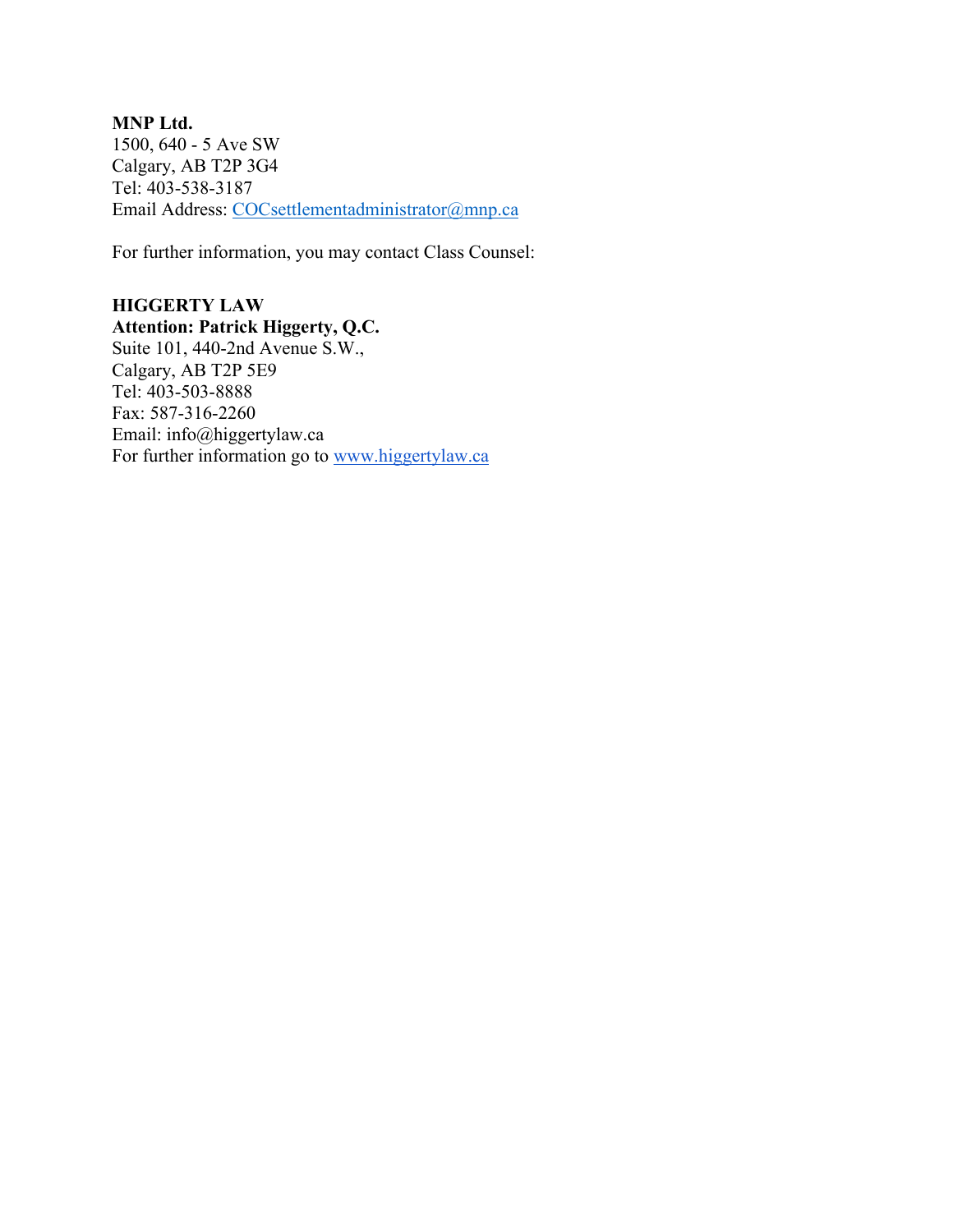**MNP Ltd.**
1500, 640 - 5 Ave SW
Calgary, AB T2P 3G4
Tel: 403-538-3187
Email Address: COCsettlementadministrator@mnp.ca

For further information, you may contact Class Counsel:

**HIGGERTY LAW**
**Attention: Patrick Higgerty, Q.C.**
Suite 101, 440-2nd Avenue S.W.,
Calgary, AB T2P 5E9
Tel: 403-503-8888
Fax: 587-316-2260
Email: info@higgertylaw.ca
For further information go to www.higgertylaw.ca